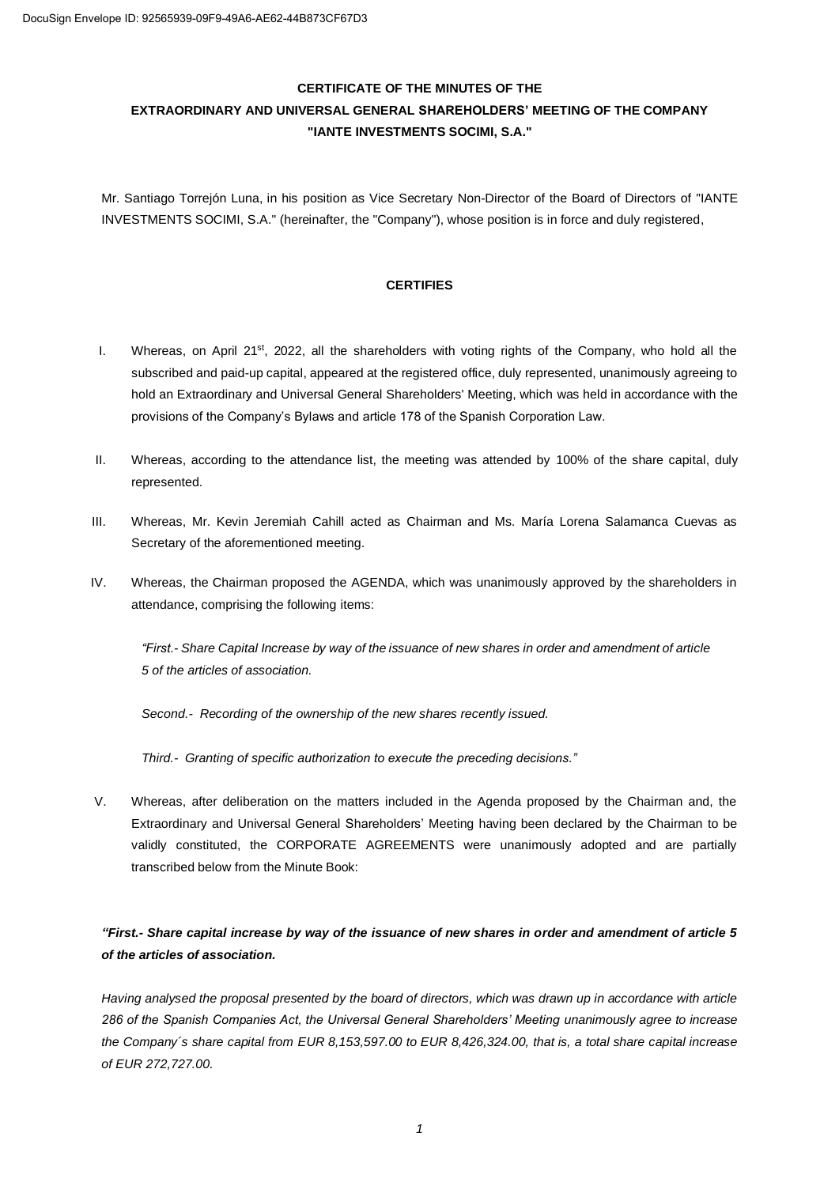**CERTIFICATE OF THE MINUTES OF THE**
**EXTRAORDINARY AND UNIVERSAL GENERAL SHAREHOLDERS' MEETING OF THE COMPANY**
**"IANTE INVESTMENTS SOCIMI, S.A."**

Mr. Santiago Torrejón Luna, in his position as Vice Secretary Non-Director of the Board of Directors of "IANTE INVESTMENTS SOCIMI, S.A." (hereinafter, the "Company"), whose position is in force and duly registered,

**CERTIFIES**

I. Whereas, on April 21st, 2022, all the shareholders with voting rights of the Company, who hold all the subscribed and paid-up capital, appeared at the registered office, duly represented, unanimously agreeing to hold an Extraordinary and Universal General Shareholders' Meeting, which was held in accordance with the provisions of the Company's Bylaws and article 178 of the Spanish Corporation Law.

II. Whereas, according to the attendance list, the meeting was attended by 100% of the share capital, duly represented.

III. Whereas, Mr. Kevin Jeremiah Cahill acted as Chairman and Ms. María Lorena Salamanca Cuevas as Secretary of the aforementioned meeting.

IV. Whereas, the Chairman proposed the AGENDA, which was unanimously approved by the shareholders in attendance, comprising the following items:

*"First.- Share Capital Increase by way of the issuance of new shares in order and amendment of article 5 of the articles of association.*

*Second.- Recording of the ownership of the new shares recently issued.*

*Third.- Granting of specific authorization to execute the preceding decisions."*

V. Whereas, after deliberation on the matters included in the Agenda proposed by the Chairman and, the Extraordinary and Universal General Shareholders' Meeting having been declared by the Chairman to be validly constituted, the CORPORATE AGREEMENTS were unanimously adopted and are partially transcribed below from the Minute Book:

***"First.- Share capital increase by way of the issuance of new shares in order and amendment of article 5 of the articles of association.***

*Having analysed the proposal presented by the board of directors, which was drawn up in accordance with article 286 of the Spanish Companies Act, the Universal General Shareholders' Meeting unanimously agree to increase the Company´s share capital from EUR 8,153,597.00 to EUR 8,426,324.00, that is, a total share capital increase of EUR 272,727.00.*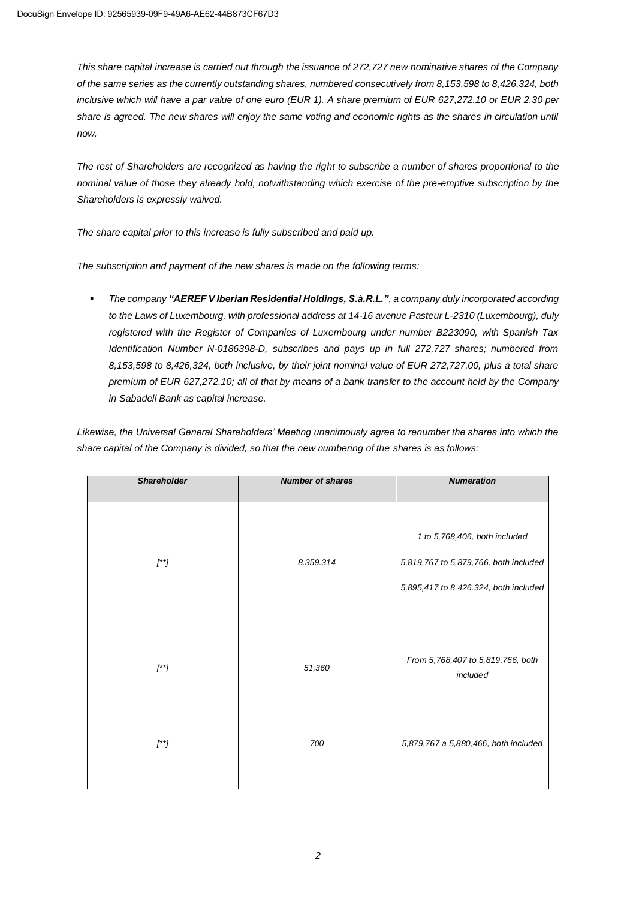*This share capital increase is carried out through the issuance of 272,727 new nominative shares of the Company of the same series as the currently outstanding shares, numbered consecutively from 8,153,598 to 8,426,324, both inclusive which will have a par value of one euro (EUR 1). A share premium of EUR 627,272.10 or EUR 2.30 per share is agreed. The new shares will enjoy the same voting and economic rights as the shares in circulation until now.*

*The rest of Shareholders are recognized as having the right to subscribe a number of shares proportional to the nominal value of those they already hold, notwithstanding which exercise of the pre-emptive subscription by the Shareholders is expressly waived.*

*The share capital prior to this increase is fully subscribed and paid up.*

*The subscription and payment of the new shares is made on the following terms:*

- *The company **"AEREF V Iberian Residential Holdings, S.à.R.L."**, a company duly incorporated according to the Laws of Luxembourg, with professional address at 14-16 avenue Pasteur L-2310 (Luxembourg), duly registered with the Register of Companies of Luxembourg under number B223090, with Spanish Tax Identification Number N-0186398-D, subscribes and pays up in full 272,727 shares; numbered from 8,153,598 to 8,426,324, both inclusive, by their joint nominal value of EUR 272,727.00, plus a total share premium of EUR 627,272.10; all of that by means of a bank transfer to the account held by the Company in Sabadell Bank as capital increase.*

*Likewise, the Universal General Shareholders' Meeting unanimously agree to renumber the shares into which the share capital of the Company is divided, so that the new numbering of the shares is as follows:*

| ***Shareholder*** | ***Number of shares*** | ***Numeration*** |
|---|---|---|
| *[**]* | *8.359.314* | *1 to 5,768,406, both included*<br>*5,819,767 to 5,879,766, both included*<br>*5,895,417 to 8.426.324, both included* |
| *[**]* | *51,360* | *From 5,768,407 to 5,819,766, both included* |
| *[**]* | *700* | *5,879,767 a 5,880,466, both included* |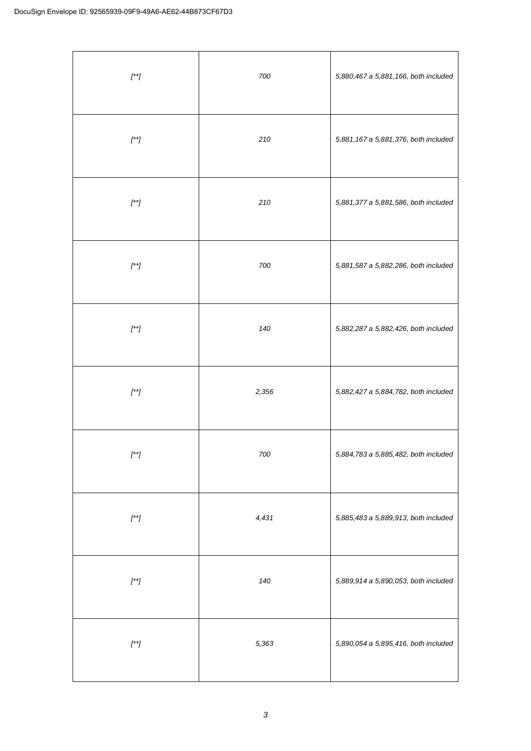| | | |
|---|---|---|
| [**] | 700 | 5,880,467 a 5,881,166, both included |
| [**] | 210 | 5,881,167 a 5,881,376, both included |
| [**] | 210 | 5,881,377 a 5,881,586, both included |
| [**] | 700 | 5,881,587 a 5,882,286, both included |
| [**] | 140 | 5,882,287 a 5,882,426, both included |
| [**] | 2,356 | 5,882,427 a 5,884,782, both included |
| [**] | 700 | 5,884,783 a 5,885,482, both included |
| [**] | 4,431 | 5,885,483 a 5,889,913, both included |
| [**] | 140 | 5,889,914 a 5,890,053, both included |
| [**] | 5,363 | 5,890,054 a 5,895,416, both included |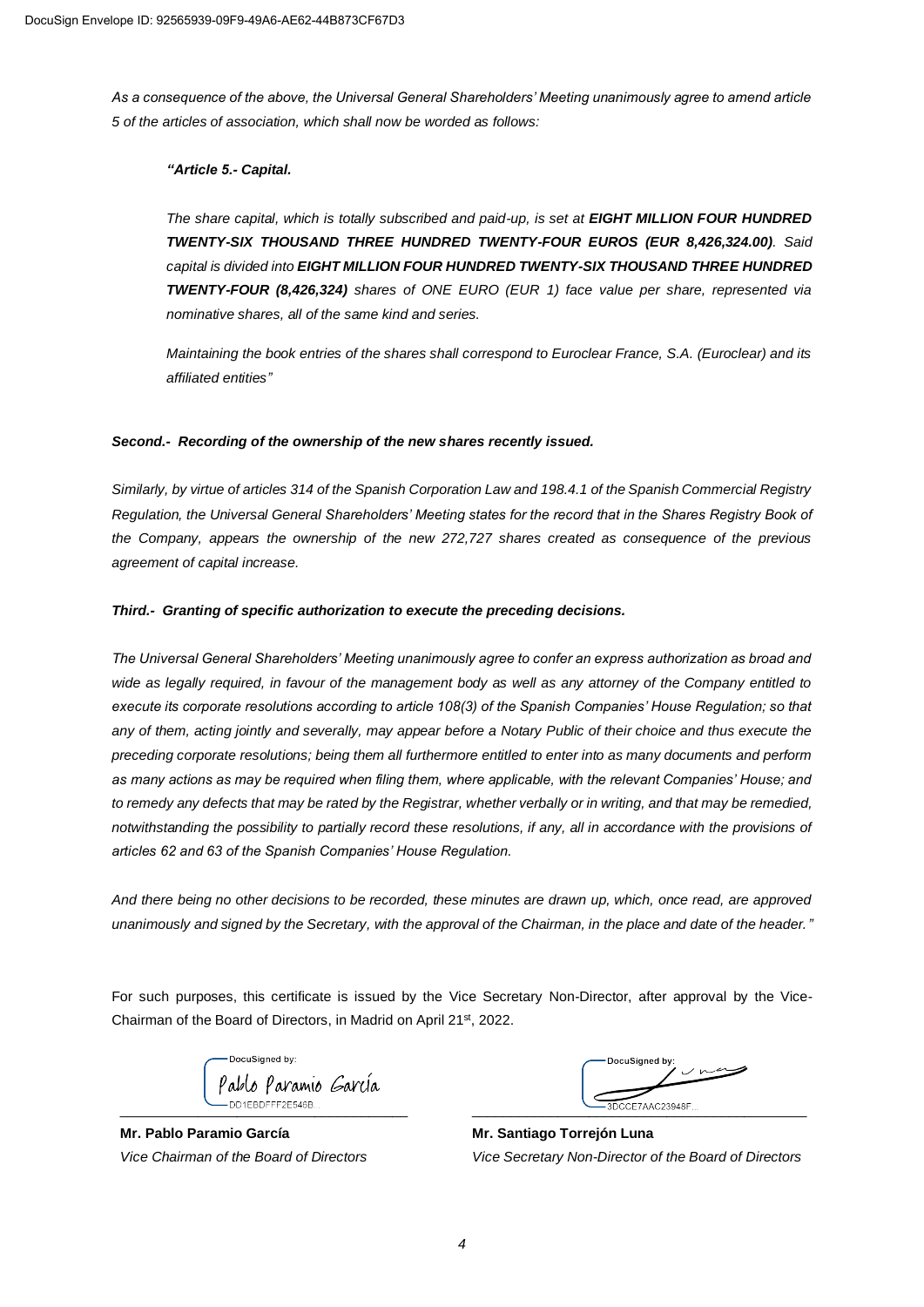*As a consequence of the above, the Universal General Shareholders' Meeting unanimously agree to amend article 5 of the articles of association, which shall now be worded as follows:*

***"Article 5.- Capital.***

*The share capital, which is totally subscribed and paid-up, is set at **EIGHT MILLION FOUR HUNDRED TWENTY-SIX THOUSAND THREE HUNDRED TWENTY-FOUR EUROS (EUR 8,426,324.00)**. Said capital is divided into **EIGHT MILLION FOUR HUNDRED TWENTY-SIX THOUSAND THREE HUNDRED TWENTY-FOUR (8,426,324)** shares of ONE EURO (EUR 1) face value per share, represented via nominative shares, all of the same kind and series.*

*Maintaining the book entries of the shares shall correspond to Euroclear France, S.A. (Euroclear) and its affiliated entities"*

***Second.- Recording of the ownership of the new shares recently issued.***

*Similarly, by virtue of articles 314 of the Spanish Corporation Law and 198.4.1 of the Spanish Commercial Registry Regulation, the Universal General Shareholders' Meeting states for the record that in the Shares Registry Book of the Company, appears the ownership of the new 272,727 shares created as consequence of the previous agreement of capital increase.*

***Third.- Granting of specific authorization to execute the preceding decisions.***

*The Universal General Shareholders' Meeting unanimously agree to confer an express authorization as broad and wide as legally required, in favour of the management body as well as any attorney of the Company entitled to execute its corporate resolutions according to article 108(3) of the Spanish Companies' House Regulation; so that any of them, acting jointly and severally, may appear before a Notary Public of their choice and thus execute the preceding corporate resolutions; being them all furthermore entitled to enter into as many documents and perform as many actions as may be required when filing them, where applicable, with the relevant Companies' House; and to remedy any defects that may be rated by the Registrar, whether verbally or in writing, and that may be remedied, notwithstanding the possibility to partially record these resolutions, if any, all in accordance with the provisions of articles 62 and 63 of the Spanish Companies' House Regulation.*

*And there being no other decisions to be recorded, these minutes are drawn up, which, once read, are approved unanimously and signed by the Secretary, with the approval of the Chairman, in the place and date of the header."*

For such purposes, this certificate is issued by the Vice Secretary Non-Director, after approval by the Vice-Chairman of the Board of Directors, in Madrid on April 21st, 2022.

DocuSigned by:
Pablo Paramio García
DD1EBDFFF2E546B...

**Mr. Pablo Paramio García**
*Vice Chairman of the Board of Directors*

DocuSigned by:
3DCCE7AAC23948F...

**Mr. Santiago Torrejón Luna**
*Vice Secretary Non-Director of the Board of Directors*